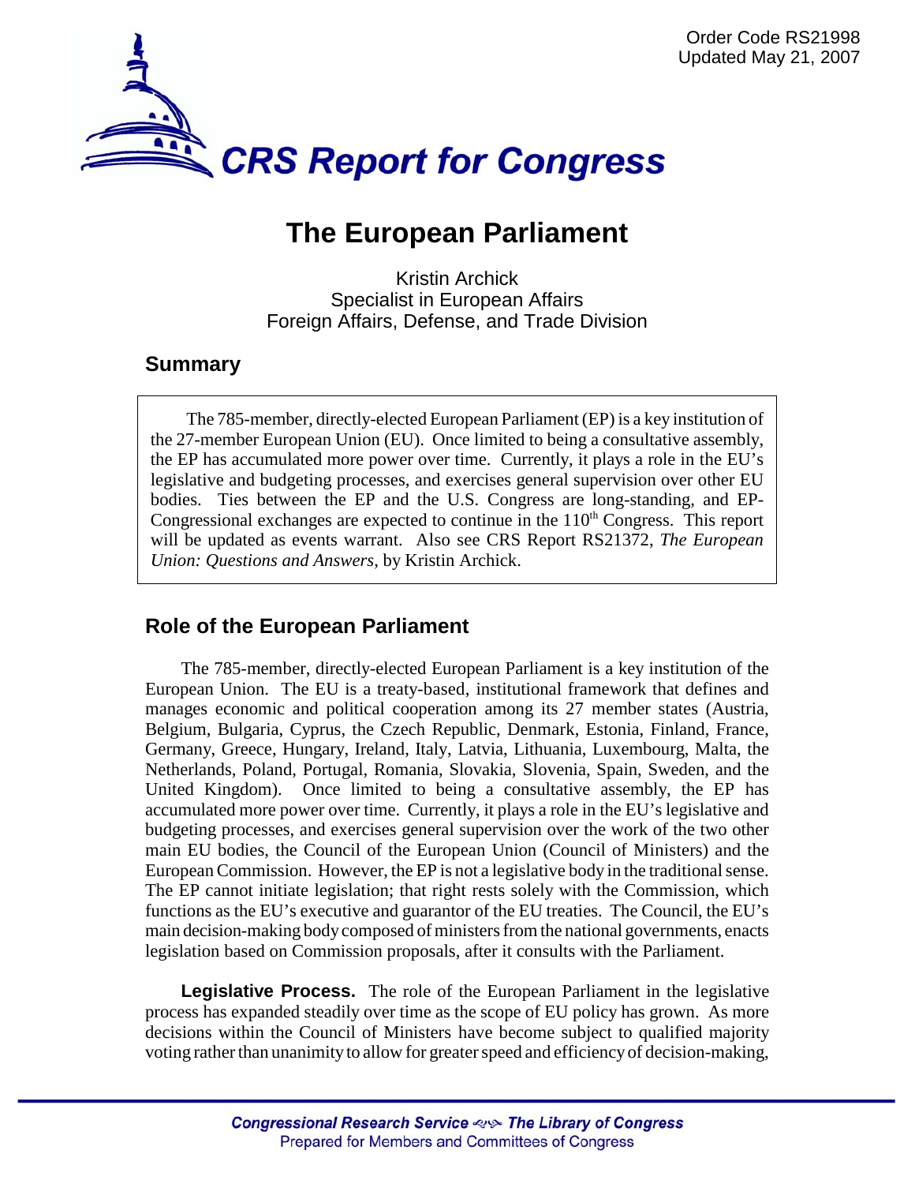Order Code RS21998
Updated May 21, 2007

# CRS Report for Congress

# The European Parliament

Kristin Archick
Specialist in European Affairs
Foreign Affairs, Defense, and Trade Division

## Summary

The 785-member, directly-elected European Parliament (EP) is a key institution of the 27-member European Union (EU). Once limited to being a consultative assembly, the EP has accumulated more power over time. Currently, it plays a role in the EU's legislative and budgeting processes, and exercises general supervision over other EU bodies. Ties between the EP and the U.S. Congress are long-standing, and EP-Congressional exchanges are expected to continue in the 110th Congress. This report will be updated as events warrant. Also see CRS Report RS21372, *The European Union: Questions and Answers*, by Kristin Archick.

## Role of the European Parliament

The 785-member, directly-elected European Parliament is a key institution of the European Union. The EU is a treaty-based, institutional framework that defines and manages economic and political cooperation among its 27 member states (Austria, Belgium, Bulgaria, Cyprus, the Czech Republic, Denmark, Estonia, Finland, France, Germany, Greece, Hungary, Ireland, Italy, Latvia, Lithuania, Luxembourg, Malta, the Netherlands, Poland, Portugal, Romania, Slovakia, Slovenia, Spain, Sweden, and the United Kingdom). Once limited to being a consultative assembly, the EP has accumulated more power over time. Currently, it plays a role in the EU's legislative and budgeting processes, and exercises general supervision over the work of the two other main EU bodies, the Council of the European Union (Council of Ministers) and the European Commission. However, the EP is not a legislative body in the traditional sense. The EP cannot initiate legislation; that right rests solely with the Commission, which functions as the EU's executive and guarantor of the EU treaties. The Council, the EU's main decision-making body composed of ministers from the national governments, enacts legislation based on Commission proposals, after it consults with the Parliament.

**Legislative Process.** The role of the European Parliament in the legislative process has expanded steadily over time as the scope of EU policy has grown. As more decisions within the Council of Ministers have become subject to qualified majority voting rather than unanimity to allow for greater speed and efficiency of decision-making,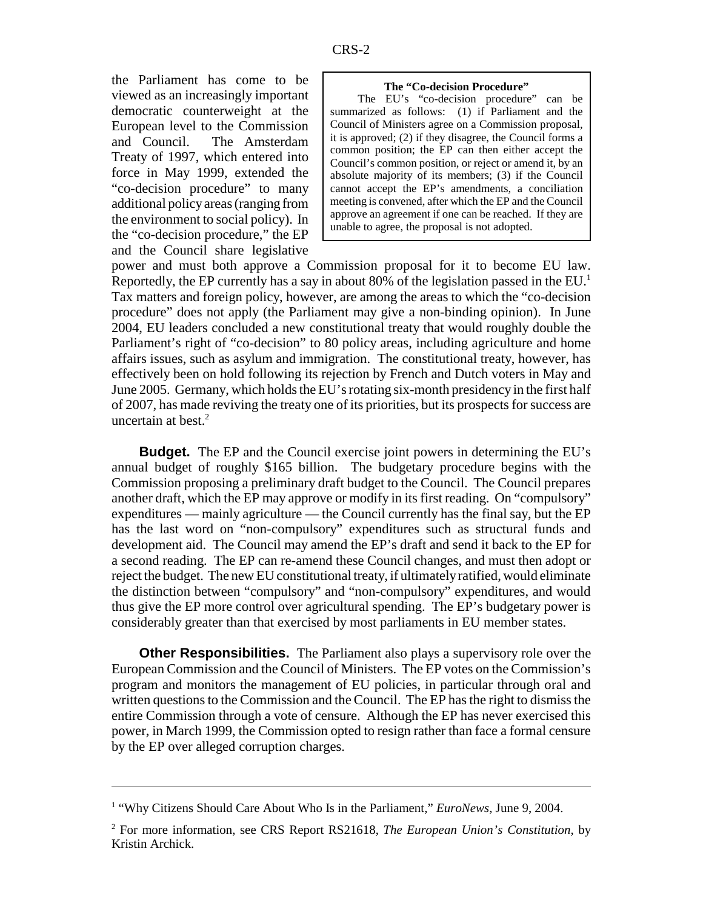the Parliament has come to be viewed as an increasingly important democratic counterweight at the European level to the Commission and Council. The Amsterdam Treaty of 1997, which entered into force in May 1999, extended the "co-decision procedure" to many additional policy areas (ranging from the environment to social policy). In the "co-decision procedure," the EP and the Council share legislative power and must both approve a Commission proposal for it to become EU law. Reportedly, the EP currently has a say in about 80% of the legislation passed in the EU.[1] Tax matters and foreign policy, however, are among the areas to which the "co-decision procedure" does not apply (the Parliament may give a non-binding opinion). In June 2004, EU leaders concluded a new constitutional treaty that would roughly double the Parliament's right of "co-decision" to 80 policy areas, including agriculture and home affairs issues, such as asylum and immigration. The constitutional treaty, however, has effectively been on hold following its rejection by French and Dutch voters in May and June 2005. Germany, which holds the EU's rotating six-month presidency in the first half of 2007, has made reviving the treaty one of its priorities, but its prospects for success are uncertain at best.[2]

> **The "Co-decision Procedure"**
>
> The EU's "co-decision procedure" can be summarized as follows: (1) if Parliament and the Council of Ministers agree on a Commission proposal, it is approved; (2) if they disagree, the Council forms a common position; the EP can then either accept the Council's common position, or reject or amend it, by an absolute majority of its members; (3) if the Council cannot accept the EP's amendments, a conciliation meeting is convened, after which the EP and the Council approve an agreement if one can be reached. If they are unable to agree, the proposal is not adopted.

**Budget.** The EP and the Council exercise joint powers in determining the EU's annual budget of roughly $165 billion. The budgetary procedure begins with the Commission proposing a preliminary draft budget to the Council. The Council prepares another draft, which the EP may approve or modify in its first reading. On "compulsory" expenditures — mainly agriculture — the Council currently has the final say, but the EP has the last word on "non-compulsory" expenditures such as structural funds and development aid. The Council may amend the EP's draft and send it back to the EP for a second reading. The EP can re-amend these Council changes, and must then adopt or reject the budget. The new EU constitutional treaty, if ultimately ratified, would eliminate the distinction between "compulsory" and "non-compulsory" expenditures, and would thus give the EP more control over agricultural spending. The EP's budgetary power is considerably greater than that exercised by most parliaments in EU member states.

**Other Responsibilities.** The Parliament also plays a supervisory role over the European Commission and the Council of Ministers. The EP votes on the Commission's program and monitors the management of EU policies, in particular through oral and written questions to the Commission and the Council. The EP has the right to dismiss the entire Commission through a vote of censure. Although the EP has never exercised this power, in March 1999, the Commission opted to resign rather than face a formal censure by the EP over alleged corruption charges.

---

[1] "Why Citizens Should Care About Who Is in the Parliament," *EuroNews*, June 9, 2004.

[2] For more information, see CRS Report RS21618, *The European Union's Constitution*, by Kristin Archick.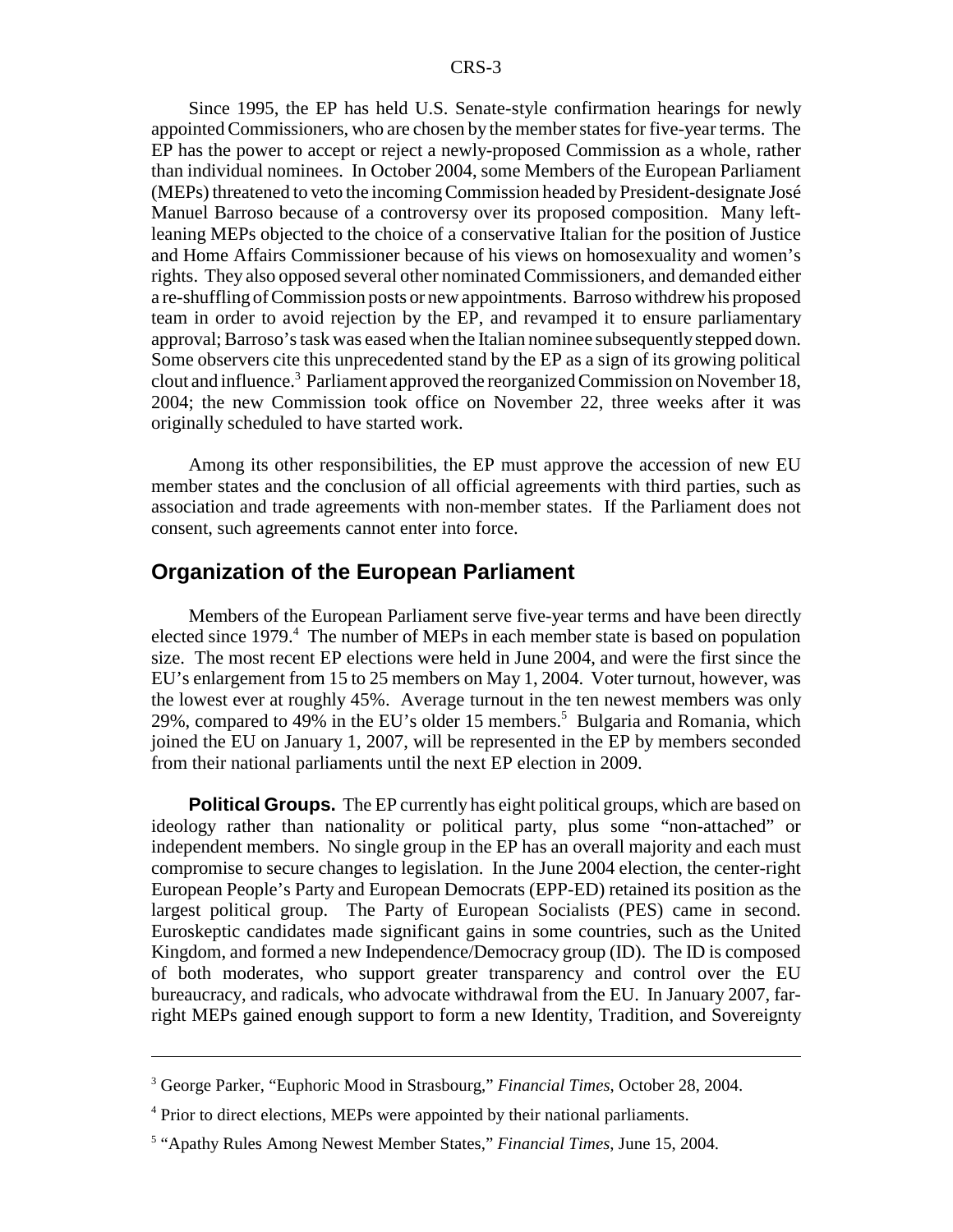Since 1995, the EP has held U.S. Senate-style confirmation hearings for newly appointed Commissioners, who are chosen by the member states for five-year terms. The EP has the power to accept or reject a newly-proposed Commission as a whole, rather than individual nominees. In October 2004, some Members of the European Parliament (MEPs) threatened to veto the incoming Commission headed by President-designate José Manuel Barroso because of a controversy over its proposed composition. Many left-leaning MEPs objected to the choice of a conservative Italian for the position of Justice and Home Affairs Commissioner because of his views on homosexuality and women's rights. They also opposed several other nominated Commissioners, and demanded either a re-shuffling of Commission posts or new appointments. Barroso withdrew his proposed team in order to avoid rejection by the EP, and revamped it to ensure parliamentary approval; Barroso's task was eased when the Italian nominee subsequently stepped down. Some observers cite this unprecedented stand by the EP as a sign of its growing political clout and influence.[3] Parliament approved the reorganized Commission on November 18, 2004; the new Commission took office on November 22, three weeks after it was originally scheduled to have started work.

Among its other responsibilities, the EP must approve the accession of new EU member states and the conclusion of all official agreements with third parties, such as association and trade agreements with non-member states. If the Parliament does not consent, such agreements cannot enter into force.

## Organization of the European Parliament

Members of the European Parliament serve five-year terms and have been directly elected since 1979.[4] The number of MEPs in each member state is based on population size. The most recent EP elections were held in June 2004, and were the first since the EU's enlargement from 15 to 25 members on May 1, 2004. Voter turnout, however, was the lowest ever at roughly 45%. Average turnout in the ten newest members was only 29%, compared to 49% in the EU's older 15 members.[5] Bulgaria and Romania, which joined the EU on January 1, 2007, will be represented in the EP by members seconded from their national parliaments until the next EP election in 2009.

**Political Groups.** The EP currently has eight political groups, which are based on ideology rather than nationality or political party, plus some "non-attached" or independent members. No single group in the EP has an overall majority and each must compromise to secure changes to legislation. In the June 2004 election, the center-right European People's Party and European Democrats (EPP-ED) retained its position as the largest political group. The Party of European Socialists (PES) came in second. Euroskeptic candidates made significant gains in some countries, such as the United Kingdom, and formed a new Independence/Democracy group (ID). The ID is composed of both moderates, who support greater transparency and control over the EU bureaucracy, and radicals, who advocate withdrawal from the EU. In January 2007, far-right MEPs gained enough support to form a new Identity, Tradition, and Sovereignty

---

[3] George Parker, "Euphoric Mood in Strasbourg," *Financial Times*, October 28, 2004.

[4] Prior to direct elections, MEPs were appointed by their national parliaments.

[5] "Apathy Rules Among Newest Member States," *Financial Times*, June 15, 2004.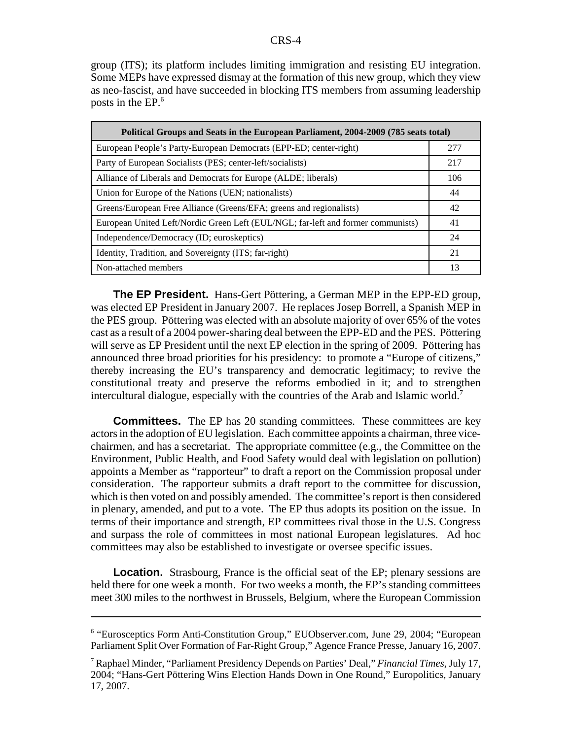group (ITS); its platform includes limiting immigration and resisting EU integration. Some MEPs have expressed dismay at the formation of this new group, which they view as neo-fascist, and have succeeded in blocking ITS members from assuming leadership posts in the EP.[6]

| Political Groups and Seats in the European Parliament, 2004-2009 (785 seats total) | |
|---|---|
| European People's Party-European Democrats (EPP-ED; center-right) | 277 |
| Party of European Socialists (PES; center-left/socialists) | 217 |
| Alliance of Liberals and Democrats for Europe (ALDE; liberals) | 106 |
| Union for Europe of the Nations (UEN; nationalists) | 44 |
| Greens/European Free Alliance (Greens/EFA; greens and regionalists) | 42 |
| European United Left/Nordic Green Left (EUL/NGL; far-left and former communists) | 41 |
| Independence/Democracy (ID; euroskeptics) | 24 |
| Identity, Tradition, and Sovereignty (ITS; far-right) | 21 |
| Non-attached members | 13 |

**The EP President.** Hans-Gert Pöttering, a German MEP in the EPP-ED group, was elected EP President in January 2007. He replaces Josep Borrell, a Spanish MEP in the PES group. Pöttering was elected with an absolute majority of over 65% of the votes cast as a result of a 2004 power-sharing deal between the EPP-ED and the PES. Pöttering will serve as EP President until the next EP election in the spring of 2009. Pöttering has announced three broad priorities for his presidency: to promote a "Europe of citizens," thereby increasing the EU's transparency and democratic legitimacy; to revive the constitutional treaty and preserve the reforms embodied in it; and to strengthen intercultural dialogue, especially with the countries of the Arab and Islamic world.[7]

**Committees.** The EP has 20 standing committees. These committees are key actors in the adoption of EU legislation. Each committee appoints a chairman, three vice-chairmen, and has a secretariat. The appropriate committee (e.g., the Committee on the Environment, Public Health, and Food Safety would deal with legislation on pollution) appoints a Member as "rapporteur" to draft a report on the Commission proposal under consideration. The rapporteur submits a draft report to the committee for discussion, which is then voted on and possibly amended. The committee's report is then considered in plenary, amended, and put to a vote. The EP thus adopts its position on the issue. In terms of their importance and strength, EP committees rival those in the U.S. Congress and surpass the role of committees in most national European legislatures. Ad hoc committees may also be established to investigate or oversee specific issues.

**Location.** Strasbourg, France is the official seat of the EP; plenary sessions are held there for one week a month. For two weeks a month, the EP's standing committees meet 300 miles to the northwest in Brussels, Belgium, where the European Commission

---

[6] "Eurosceptics Form Anti-Constitution Group," EUObserver.com, June 29, 2004; "European Parliament Split Over Formation of Far-Right Group," Agence France Presse, January 16, 2007.

[7] Raphael Minder, "Parliament Presidency Depends on Parties' Deal," *Financial Times*, July 17, 2004; "Hans-Gert Pöttering Wins Election Hands Down in One Round," Europolitics, January 17, 2007.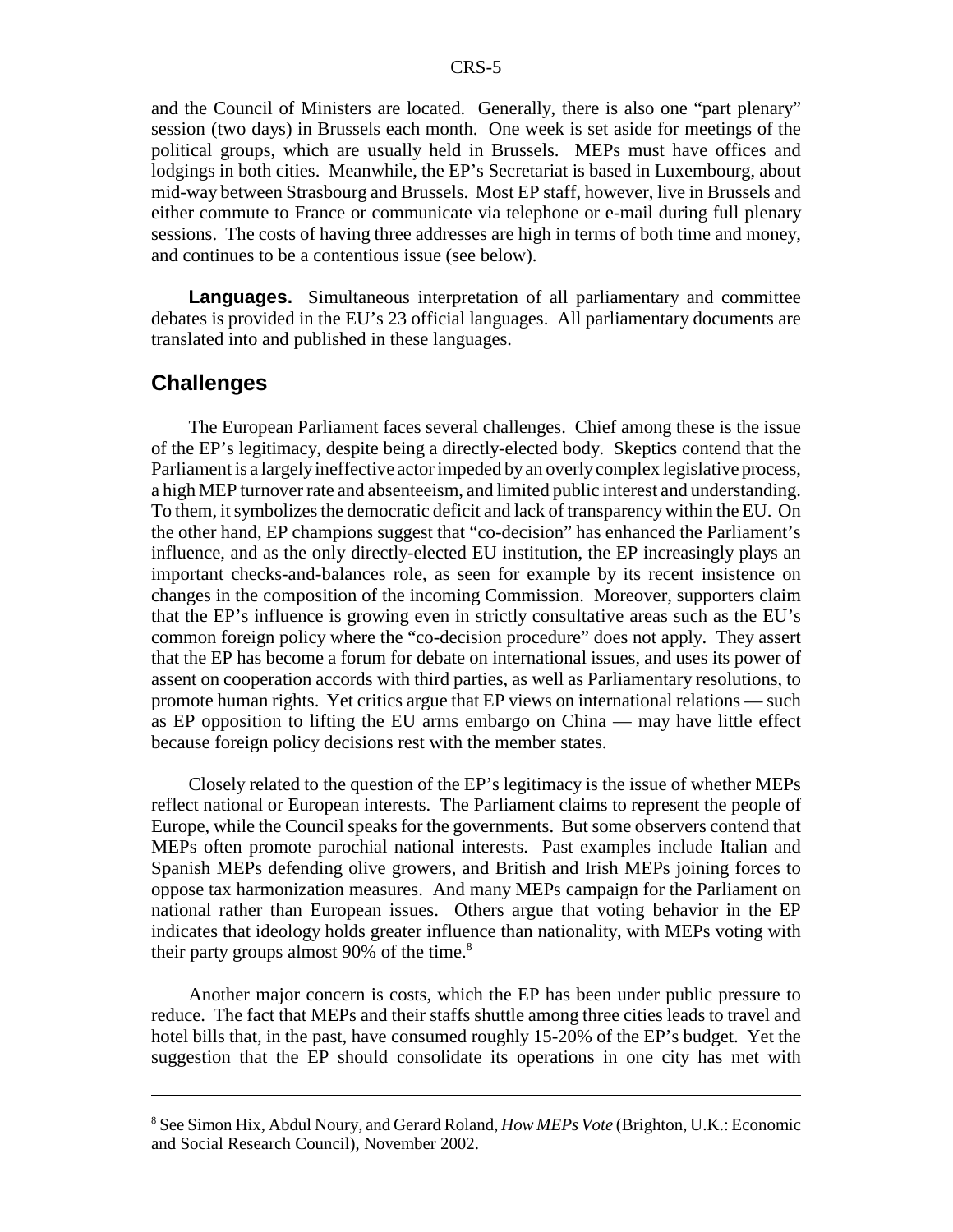and the Council of Ministers are located. Generally, there is also one "part plenary" session (two days) in Brussels each month. One week is set aside for meetings of the political groups, which are usually held in Brussels. MEPs must have offices and lodgings in both cities. Meanwhile, the EP's Secretariat is based in Luxembourg, about mid-way between Strasbourg and Brussels. Most EP staff, however, live in Brussels and either commute to France or communicate via telephone or e-mail during full plenary sessions. The costs of having three addresses are high in terms of both time and money, and continues to be a contentious issue (see below).

**Languages.** Simultaneous interpretation of all parliamentary and committee debates is provided in the EU's 23 official languages. All parliamentary documents are translated into and published in these languages.

## Challenges

The European Parliament faces several challenges. Chief among these is the issue of the EP's legitimacy, despite being a directly-elected body. Skeptics contend that the Parliament is a largely ineffective actor impeded by an overly complex legislative process, a high MEP turnover rate and absenteeism, and limited public interest and understanding. To them, it symbolizes the democratic deficit and lack of transparency within the EU. On the other hand, EP champions suggest that "co-decision" has enhanced the Parliament's influence, and as the only directly-elected EU institution, the EP increasingly plays an important checks-and-balances role, as seen for example by its recent insistence on changes in the composition of the incoming Commission. Moreover, supporters claim that the EP's influence is growing even in strictly consultative areas such as the EU's common foreign policy where the "co-decision procedure" does not apply. They assert that the EP has become a forum for debate on international issues, and uses its power of assent on cooperation accords with third parties, as well as Parliamentary resolutions, to promote human rights. Yet critics argue that EP views on international relations — such as EP opposition to lifting the EU arms embargo on China — may have little effect because foreign policy decisions rest with the member states.

Closely related to the question of the EP's legitimacy is the issue of whether MEPs reflect national or European interests. The Parliament claims to represent the people of Europe, while the Council speaks for the governments. But some observers contend that MEPs often promote parochial national interests. Past examples include Italian and Spanish MEPs defending olive growers, and British and Irish MEPs joining forces to oppose tax harmonization measures. And many MEPs campaign for the Parliament on national rather than European issues. Others argue that voting behavior in the EP indicates that ideology holds greater influence than nationality, with MEPs voting with their party groups almost 90% of the time.[8]

Another major concern is costs, which the EP has been under public pressure to reduce. The fact that MEPs and their staffs shuttle among three cities leads to travel and hotel bills that, in the past, have consumed roughly 15-20% of the EP's budget. Yet the suggestion that the EP should consolidate its operations in one city has met with

[8] See Simon Hix, Abdul Noury, and Gerard Roland, *How MEPs Vote* (Brighton, U.K.: Economic and Social Research Council), November 2002.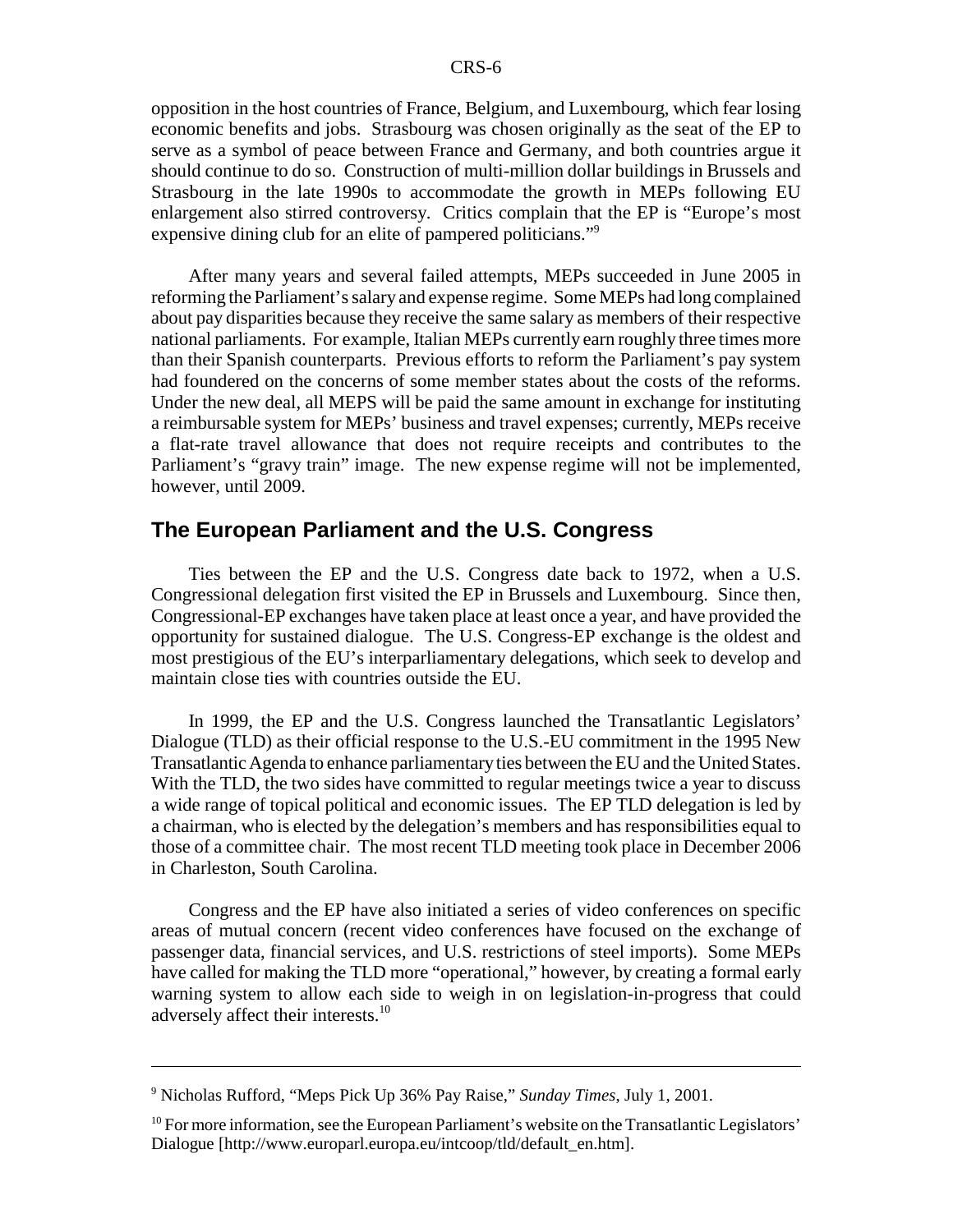opposition in the host countries of France, Belgium, and Luxembourg, which fear losing economic benefits and jobs. Strasbourg was chosen originally as the seat of the EP to serve as a symbol of peace between France and Germany, and both countries argue it should continue to do so. Construction of multi-million dollar buildings in Brussels and Strasbourg in the late 1990s to accommodate the growth in MEPs following EU enlargement also stirred controversy. Critics complain that the EP is "Europe's most expensive dining club for an elite of pampered politicians."[9]

After many years and several failed attempts, MEPs succeeded in June 2005 in reforming the Parliament's salary and expense regime. Some MEPs had long complained about pay disparities because they receive the same salary as members of their respective national parliaments. For example, Italian MEPs currently earn roughly three times more than their Spanish counterparts. Previous efforts to reform the Parliament's pay system had foundered on the concerns of some member states about the costs of the reforms. Under the new deal, all MEPS will be paid the same amount in exchange for instituting a reimbursable system for MEPs' business and travel expenses; currently, MEPs receive a flat-rate travel allowance that does not require receipts and contributes to the Parliament's "gravy train" image. The new expense regime will not be implemented, however, until 2009.

## The European Parliament and the U.S. Congress

Ties between the EP and the U.S. Congress date back to 1972, when a U.S. Congressional delegation first visited the EP in Brussels and Luxembourg. Since then, Congressional-EP exchanges have taken place at least once a year, and have provided the opportunity for sustained dialogue. The U.S. Congress-EP exchange is the oldest and most prestigious of the EU's interparliamentary delegations, which seek to develop and maintain close ties with countries outside the EU.

In 1999, the EP and the U.S. Congress launched the Transatlantic Legislators' Dialogue (TLD) as their official response to the U.S.-EU commitment in the 1995 New Transatlantic Agenda to enhance parliamentary ties between the EU and the United States. With the TLD, the two sides have committed to regular meetings twice a year to discuss a wide range of topical political and economic issues. The EP TLD delegation is led by a chairman, who is elected by the delegation's members and has responsibilities equal to those of a committee chair. The most recent TLD meeting took place in December 2006 in Charleston, South Carolina.

Congress and the EP have also initiated a series of video conferences on specific areas of mutual concern (recent video conferences have focused on the exchange of passenger data, financial services, and U.S. restrictions of steel imports). Some MEPs have called for making the TLD more "operational," however, by creating a formal early warning system to allow each side to weigh in on legislation-in-progress that could adversely affect their interests.[10]

---

[9] Nicholas Rufford, "Meps Pick Up 36% Pay Raise," *Sunday Times*, July 1, 2001.

[10] For more information, see the European Parliament's website on the Transatlantic Legislators' Dialogue [http://www.europarl.europa.eu/intcoop/tld/default_en.htm].